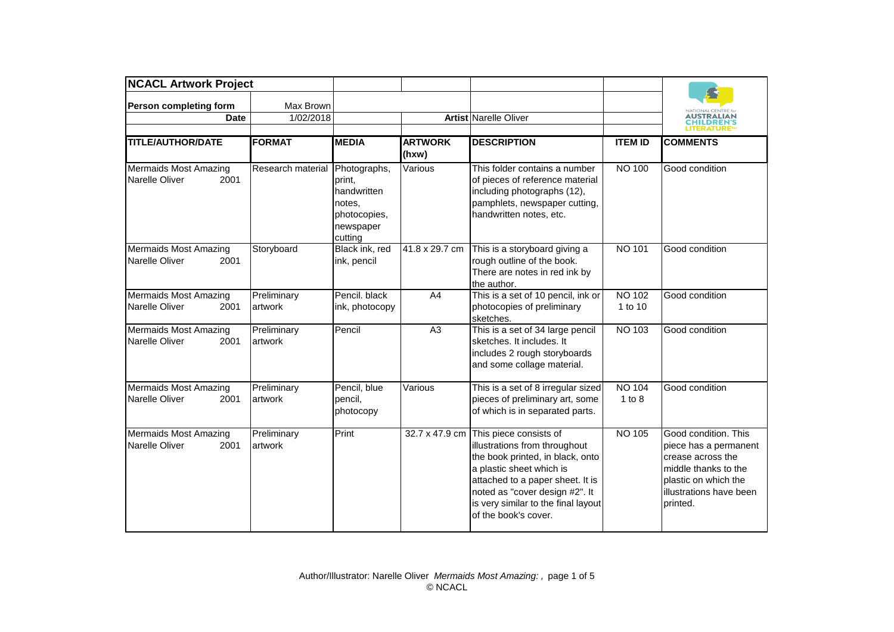**NCACL Artwork Project**

| | | | | | | |
|---|---|---|---|---|---|---|
| **Person completing form** | Max Brown | | | | | |
| **Date** | 1/02/2018 | | | **Artist** Narelle Oliver | | |

| TITLE/AUTHOR/DATE | FORMAT | MEDIA | ARTWORK (hxw) | DESCRIPTION | ITEM ID | COMMENTS |
|---|---|---|---|---|---|---|
| Mermaids Most Amazing Narelle Oliver 2001 | Research material | Photographs, print, handwritten notes, photocopies, newspaper cutting | Various | This folder contains a number of pieces of reference material including photographs (12), pamphlets, newspaper cutting, handwritten notes, etc. | NO 100 | Good condition |
| Mermaids Most Amazing Narelle Oliver 2001 | Storyboard | Black ink, red ink, pencil | 41.8 x 29.7 cm | This is a storyboard giving a rough outline of the book. There are notes in red ink by the author. | NO 101 | Good condition |
| Mermaids Most Amazing Narelle Oliver 2001 | Preliminary artwork | Pencil. black ink, photocopy | A4 | This is a set of 10 pencil, ink or photocopies of preliminary sketches. | NO 102 1 to 10 | Good condition |
| Mermaids Most Amazing Narelle Oliver 2001 | Preliminary artwork | Pencil | A3 | This is a set of 34 large pencil sketches. It includes. It includes 2 rough storyboards and some collage material. | NO 103 | Good condition |
| Mermaids Most Amazing Narelle Oliver 2001 | Preliminary artwork | Pencil, blue pencil, photocopy | Various | This is a set of 8 irregular sized pieces of preliminary art, some of which is in separated parts. | NO 104 1 to 8 | Good condition |
| Mermaids Most Amazing Narelle Oliver 2001 | Preliminary artwork | Print | 32.7 x 47.9 cm | This piece consists of illustrations from throughout the book printed, in black, onto a plastic sheet which is attached to a paper sheet. It is noted as "cover design #2". It is very similar to the final layout of the book's cover. | NO 105 | Good condition. This piece has a permanent crease across the middle thanks to the plastic on which the illustrations have been printed. |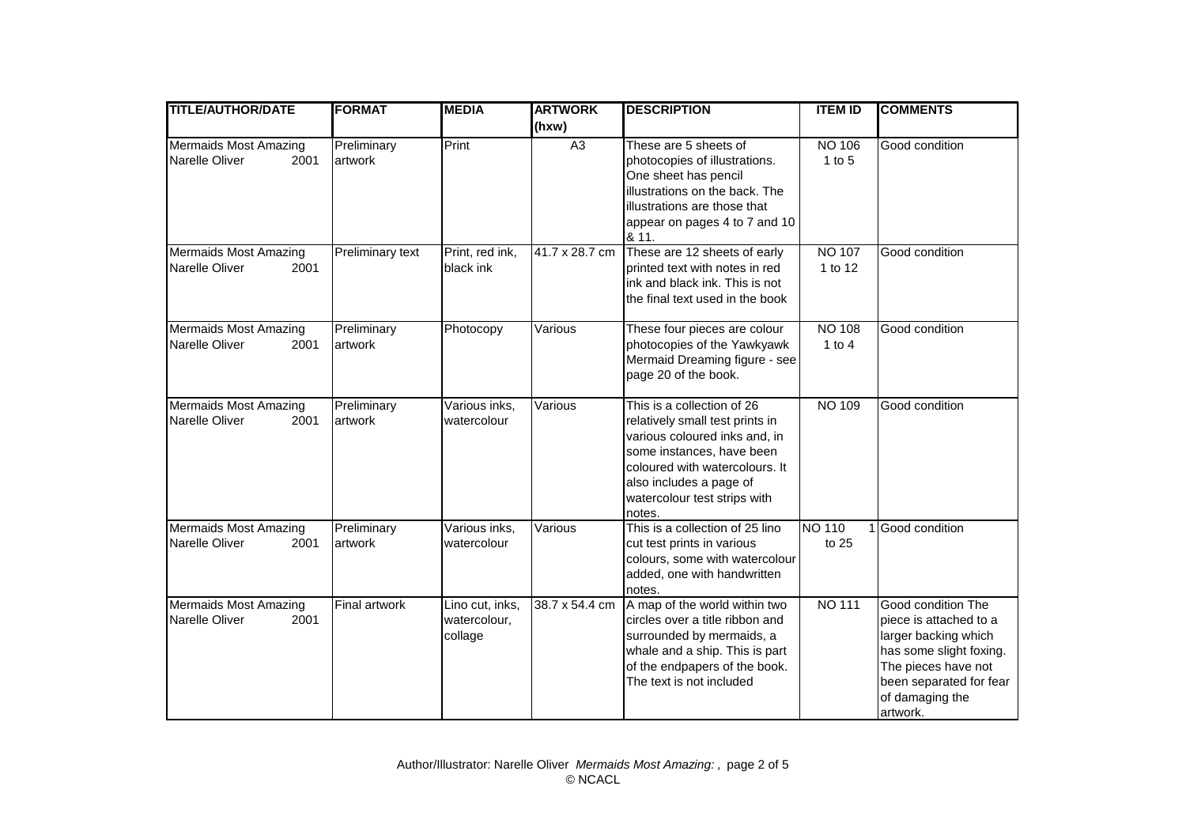| TITLE/AUTHOR/DATE | FORMAT | MEDIA | ARTWORK (hxw) | DESCRIPTION | ITEM ID | COMMENTS |
|---|---|---|---|---|---|---|
| Mermaids Most Amazing Narelle Oliver 2001 | Preliminary artwork | Print | A3 | These are 5 sheets of photocopies of illustrations. One sheet has pencil illustrations on the back. The illustrations are those that appear on pages 4 to 7 and 10 & 11. | NO 106 1 to 5 | Good condition |
| Mermaids Most Amazing Narelle Oliver 2001 | Preliminary text | Print, red ink, black ink | 41.7 x 28.7 cm | These are 12 sheets of early printed text with notes in red ink and black ink. This is not the final text used in the book | NO 107 1 to 12 | Good condition |
| Mermaids Most Amazing Narelle Oliver 2001 | Preliminary artwork | Photocopy | Various | These four pieces are colour photocopies of the Yawkyawk Mermaid Dreaming figure - see page 20 of the book. | NO 108 1 to 4 | Good condition |
| Mermaids Most Amazing Narelle Oliver 2001 | Preliminary artwork | Various inks, watercolour | Various | This is a collection of 26 relatively small test prints in various coloured inks and, in some instances, have been coloured with watercolours. It also includes a page of watercolour test strips with notes. | NO 109 | Good condition |
| Mermaids Most Amazing Narelle Oliver 2001 | Preliminary artwork | Various inks, watercolour | Various | This is a collection of 25 lino cut test prints in various colours, some with watercolour added, one with handwritten notes. | NO 110 1 to 25 | Good condition |
| Mermaids Most Amazing Narelle Oliver 2001 | Final artwork | Lino cut, inks, watercolour, collage | 38.7 x 54.4 cm | A map of the world within two circles over a title ribbon and surrounded by mermaids, a whale and a ship. This is part of the endpapers of the book. The text is not included | NO 111 | Good condition The piece is attached to a larger backing which has some slight foxing. The pieces have not been separated for fear of damaging the artwork. |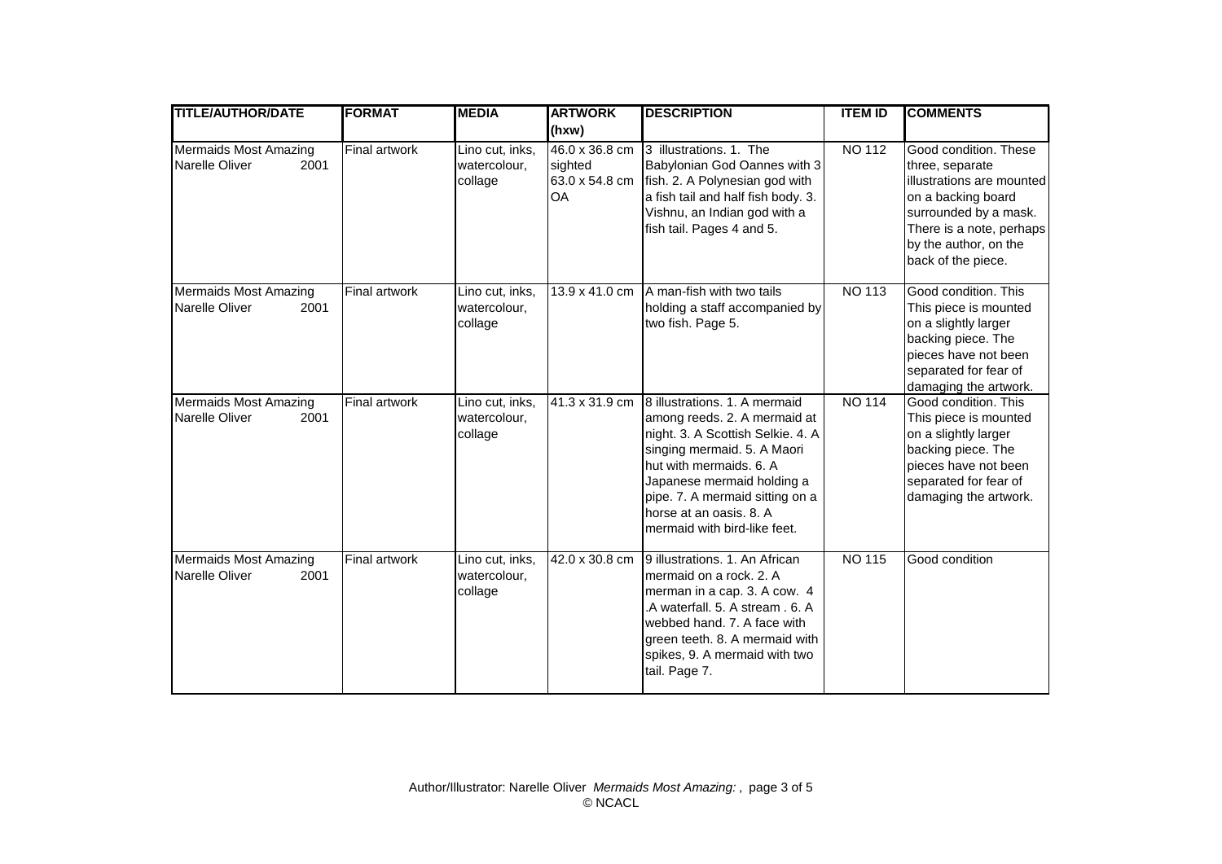| TITLE/AUTHOR/DATE | FORMAT | MEDIA | ARTWORK (hxw) | DESCRIPTION | ITEM ID | COMMENTS |
|---|---|---|---|---|---|---|
| Mermaids Most Amazing Narelle Oliver 2001 | Final artwork | Lino cut, inks, watercolour, collage | 46.0 x 36.8 cm sighted 63.0 x 54.8 cm OA | 3 illustrations. 1. The Babylonian God Oannes with 3 fish. 2. A Polynesian god with a fish tail and half fish body. 3. Vishnu, an Indian god with a fish tail. Pages 4 and 5. | NO 112 | Good condition. These three, separate illustrations are mounted on a backing board surrounded by a mask. There is a note, perhaps by the author, on the back of the piece. |
| Mermaids Most Amazing Narelle Oliver 2001 | Final artwork | Lino cut, inks, watercolour, collage | 13.9 x 41.0 cm | A man-fish with two tails holding a staff accompanied by two fish. Page 5. | NO 113 | Good condition. This This piece is mounted on a slightly larger backing piece. The pieces have not been separated for fear of damaging the artwork. |
| Mermaids Most Amazing Narelle Oliver 2001 | Final artwork | Lino cut, inks, watercolour, collage | 41.3 x 31.9 cm | 8 illustrations. 1. A mermaid among reeds. 2. A mermaid at night. 3. A Scottish Selkie. 4. A singing mermaid. 5. A Maori hut with mermaids. 6. A Japanese mermaid holding a pipe. 7. A mermaid sitting on a horse at an oasis. 8. A mermaid with bird-like feet. | NO 114 | Good condition. This This piece is mounted on a slightly larger backing piece. The pieces have not been separated for fear of damaging the artwork. |
| Mermaids Most Amazing Narelle Oliver 2001 | Final artwork | Lino cut, inks, watercolour, collage | 42.0 x 30.8 cm | 9 illustrations. 1. An African mermaid on a rock. 2. A merman in a cap. 3. A cow. 4 .A waterfall. 5. A stream . 6. A webbed hand. 7. A face with green teeth. 8. A mermaid with spikes, 9. A mermaid with two tail. Page 7. | NO 115 | Good condition |

Author/Illustrator: Narelle Oliver *Mermaids Most Amazing: ,*
© NCACL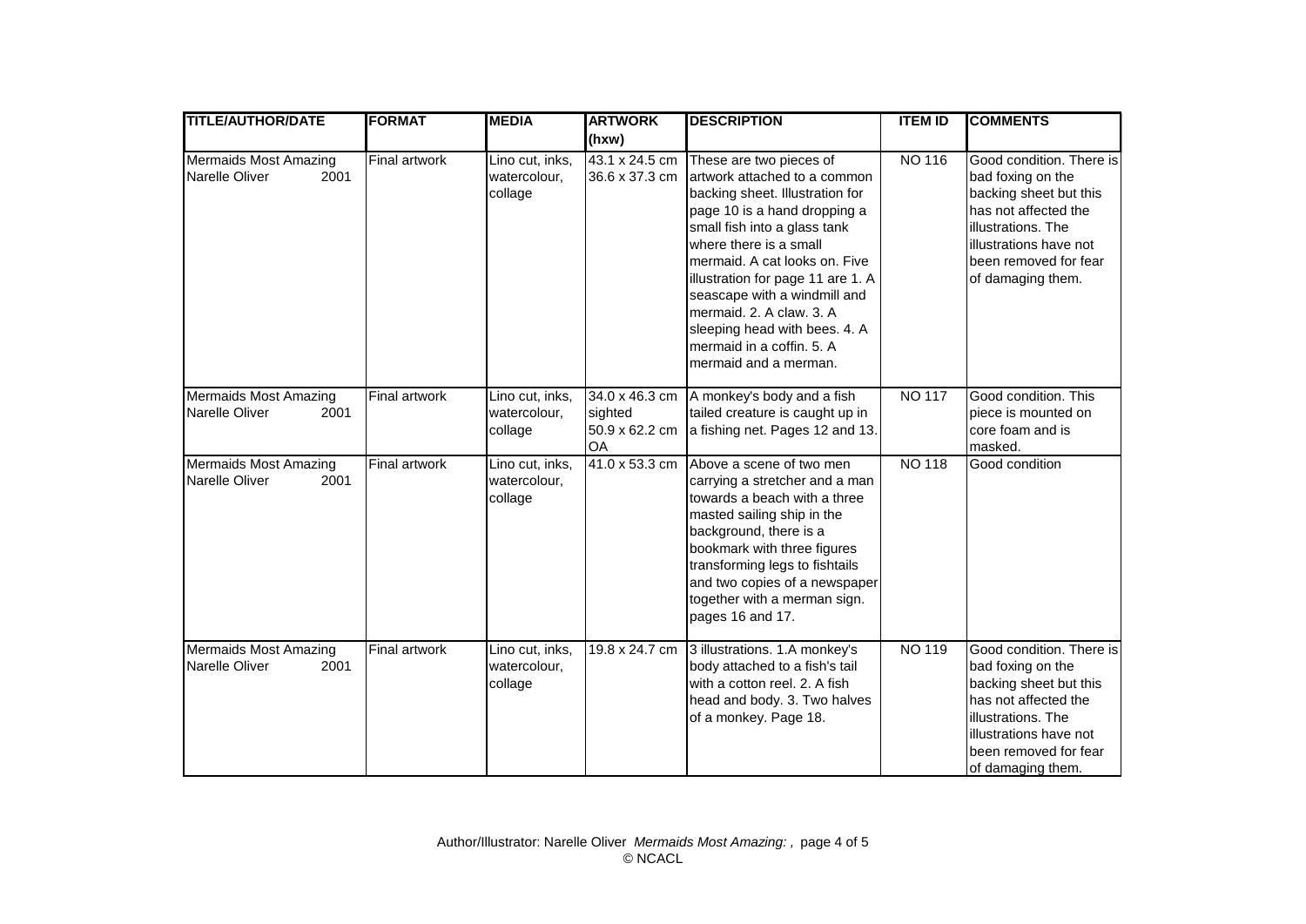| TITLE/AUTHOR/DATE | FORMAT | MEDIA | ARTWORK (hxw) | DESCRIPTION | ITEM ID | COMMENTS |
|---|---|---|---|---|---|---|
| Mermaids Most Amazing Narelle Oliver 2001 | Final artwork | Lino cut, inks, watercolour, collage | 43.1 x 24.5 cm 36.6 x 37.3 cm | These are two pieces of artwork attached to a common backing sheet. Illustration for page 10 is a hand dropping a small fish into a glass tank where there is a small mermaid. A cat looks on. Five illustration for page 11 are 1. A seascape with a windmill and mermaid. 2. A claw. 3. A sleeping head with bees. 4. A mermaid in a coffin. 5. A mermaid and a merman. | NO 116 | Good condition. There is bad foxing on the backing sheet but this has not affected the illustrations. The illustrations have not been removed for fear of damaging them. |
| Mermaids Most Amazing Narelle Oliver 2001 | Final artwork | Lino cut, inks, watercolour, collage | 34.0 x 46.3 cm sighted 50.9 x 62.2 cm OA | A monkey's body and a fish tailed creature is caught up in a fishing net. Pages 12 and 13. | NO 117 | Good condition. This piece is mounted on core foam and is masked. |
| Mermaids Most Amazing Narelle Oliver 2001 | Final artwork | Lino cut, inks, watercolour, collage | 41.0 x 53.3 cm | Above a scene of two men carrying a stretcher and a man towards a beach with a three masted sailing ship in the background, there is a bookmark with three figures transforming legs to fishtails and two copies of a newspaper together with a merman sign. pages 16 and 17. | NO 118 | Good condition |
| Mermaids Most Amazing Narelle Oliver 2001 | Final artwork | Lino cut, inks, watercolour, collage | 19.8 x 24.7 cm | 3 illustrations. 1.A monkey's body attached to a fish's tail with a cotton reel. 2. A fish head and body. 3. Two halves of a monkey. Page 18. | NO 119 | Good condition. There is bad foxing on the backing sheet but this has not affected the illustrations. The illustrations have not been removed for fear of damaging them. |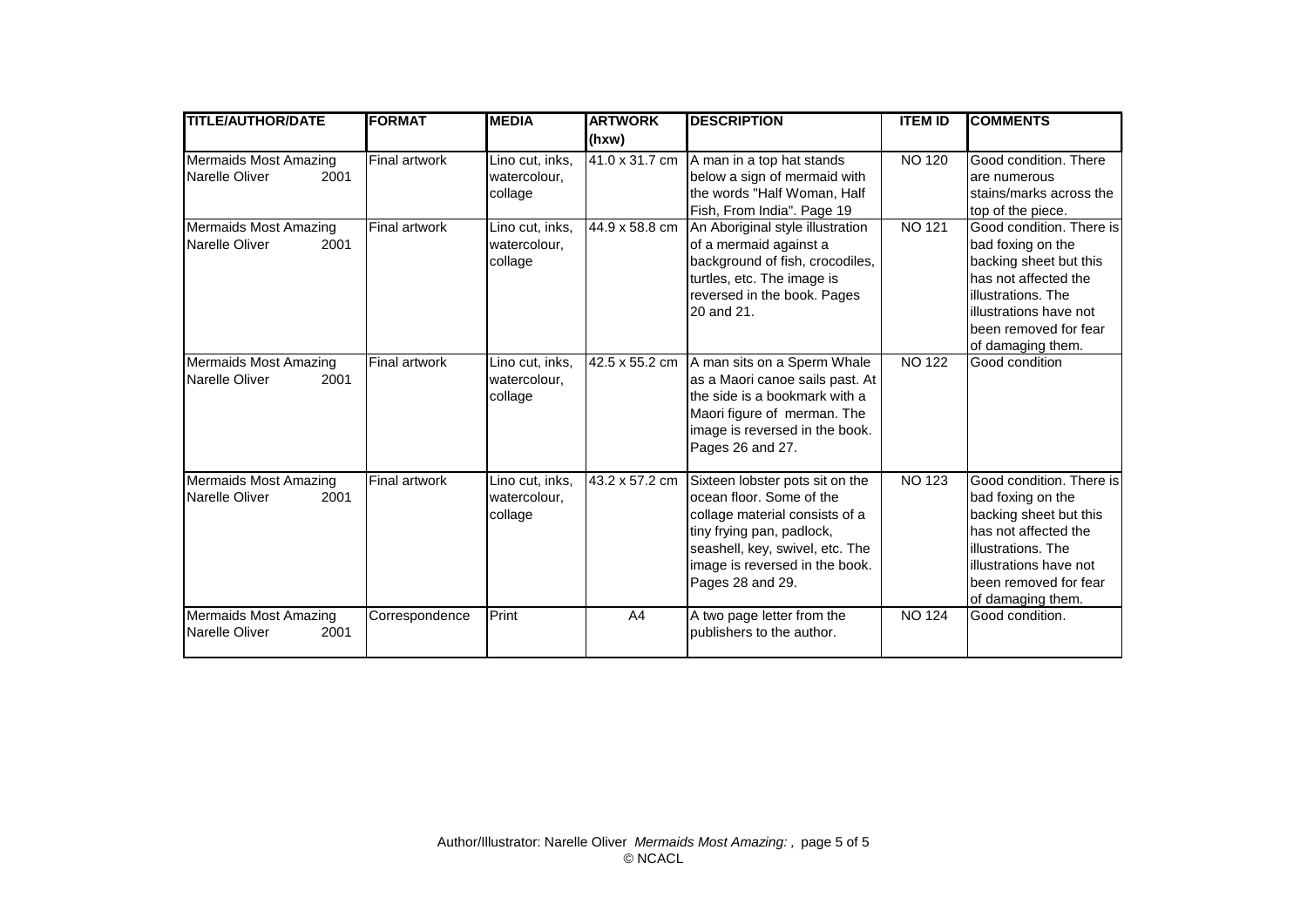| TITLE/AUTHOR/DATE | FORMAT | MEDIA | ARTWORK (hxw) | DESCRIPTION | ITEM ID | COMMENTS |
|---|---|---|---|---|---|---|
| Mermaids Most Amazing Narelle Oliver 2001 | Final artwork | Lino cut, inks, watercolour, collage | 41.0 x 31.7 cm | A man in a top hat stands below a sign of mermaid with the words "Half Woman, Half Fish, From India". Page 19 | NO 120 | Good condition. There are numerous stains/marks across the top of the piece. |
| Mermaids Most Amazing Narelle Oliver 2001 | Final artwork | Lino cut, inks, watercolour, collage | 44.9 x 58.8 cm | An Aboriginal style illustration of a mermaid against a background of fish, crocodiles, turtles, etc. The image is reversed in the book. Pages 20 and 21. | NO 121 | Good condition. There is bad foxing on the backing sheet but this has not affected the illustrations. The illustrations have not been removed for fear of damaging them. |
| Mermaids Most Amazing Narelle Oliver 2001 | Final artwork | Lino cut, inks, watercolour, collage | 42.5 x 55.2 cm | A man sits on a Sperm Whale as a Maori canoe sails past. At the side is a bookmark with a Maori figure of merman. The image is reversed in the book. Pages 26 and 27. | NO 122 | Good condition |
| Mermaids Most Amazing Narelle Oliver 2001 | Final artwork | Lino cut, inks, watercolour, collage | 43.2 x 57.2 cm | Sixteen lobster pots sit on the ocean floor. Some of the collage material consists of a tiny frying pan, padlock, seashell, key, swivel, etc. The image is reversed in the book. Pages 28 and 29. | NO 123 | Good condition. There is bad foxing on the backing sheet but this has not affected the illustrations. The illustrations have not been removed for fear of damaging them. |
| Mermaids Most Amazing Narelle Oliver 2001 | Correspondence | Print | A4 | A two page letter from the publishers to the author. | NO 124 | Good condition. |